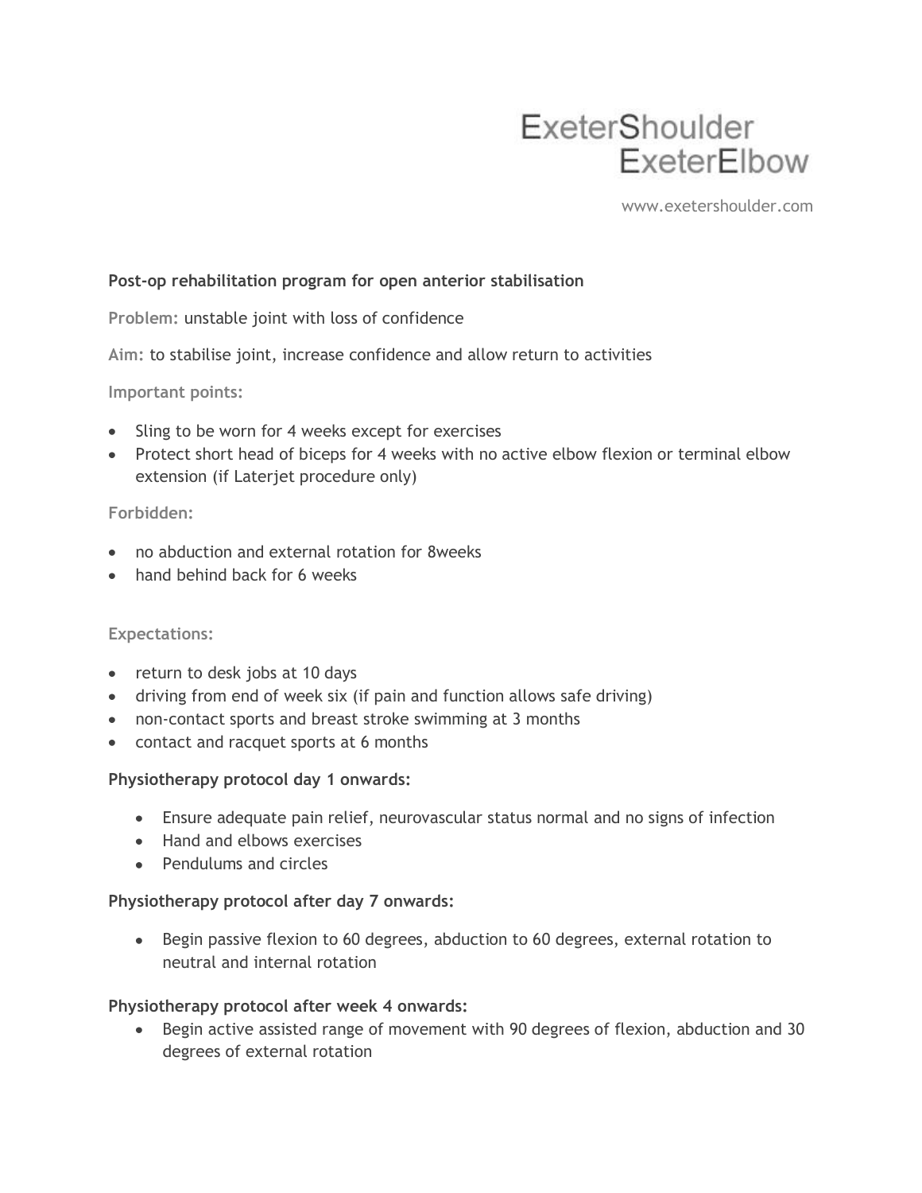ExeterShoulder
ExeterElbow

www.exetershoulder.com

**Post-op rehabilitation program for open anterior stabilisation**

**Problem:** unstable joint with loss of confidence

**Aim:** to stabilise joint, increase confidence and allow return to activities

**Important points:**

- Sling to be worn for 4 weeks except for exercises
- Protect short head of biceps for 4 weeks with no active elbow flexion or terminal elbow extension (if Laterjet procedure only)

**Forbidden:**

- no abduction and external rotation for 8weeks
- hand behind back for 6 weeks

**Expectations:**

- return to desk jobs at 10 days
- driving from end of week six (if pain and function allows safe driving)
- non-contact sports and breast stroke swimming at 3 months
- contact and racquet sports at 6 months

**Physiotherapy protocol day 1 onwards:**

- Ensure adequate pain relief, neurovascular status normal and no signs of infection
- Hand and elbows exercises
- Pendulums and circles

**Physiotherapy protocol after day 7 onwards:**

- Begin passive flexion to 60 degrees, abduction to 60 degrees, external rotation to neutral and internal rotation

**Physiotherapy protocol after week 4 onwards:**

- Begin active assisted range of movement with 90 degrees of flexion, abduction and 30 degrees of external rotation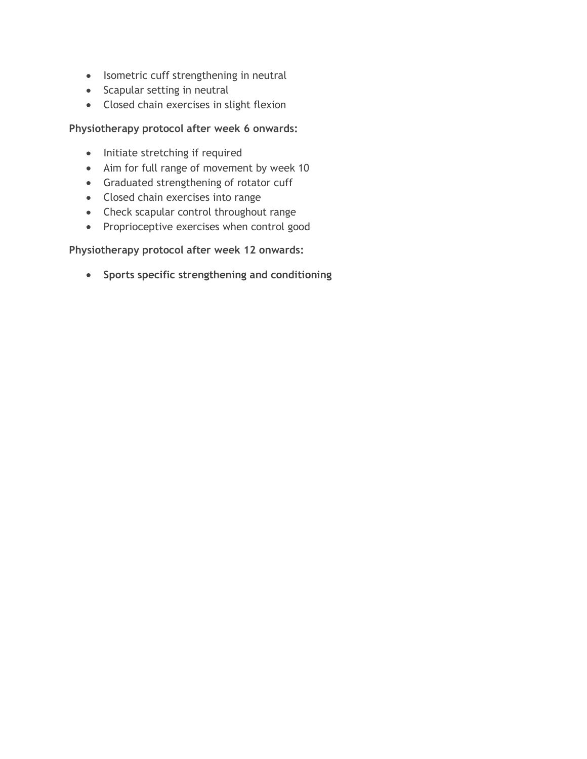- Isometric cuff strengthening in neutral
- Scapular setting in neutral
- Closed chain exercises in slight flexion

**Physiotherapy protocol after week 6 onwards:**

- Initiate stretching if required
- Aim for full range of movement by week 10
- Graduated strengthening of rotator cuff
- Closed chain exercises into range
- Check scapular control throughout range
- Proprioceptive exercises when control good

**Physiotherapy protocol after week 12 onwards:**

- **Sports specific strengthening and conditioning**